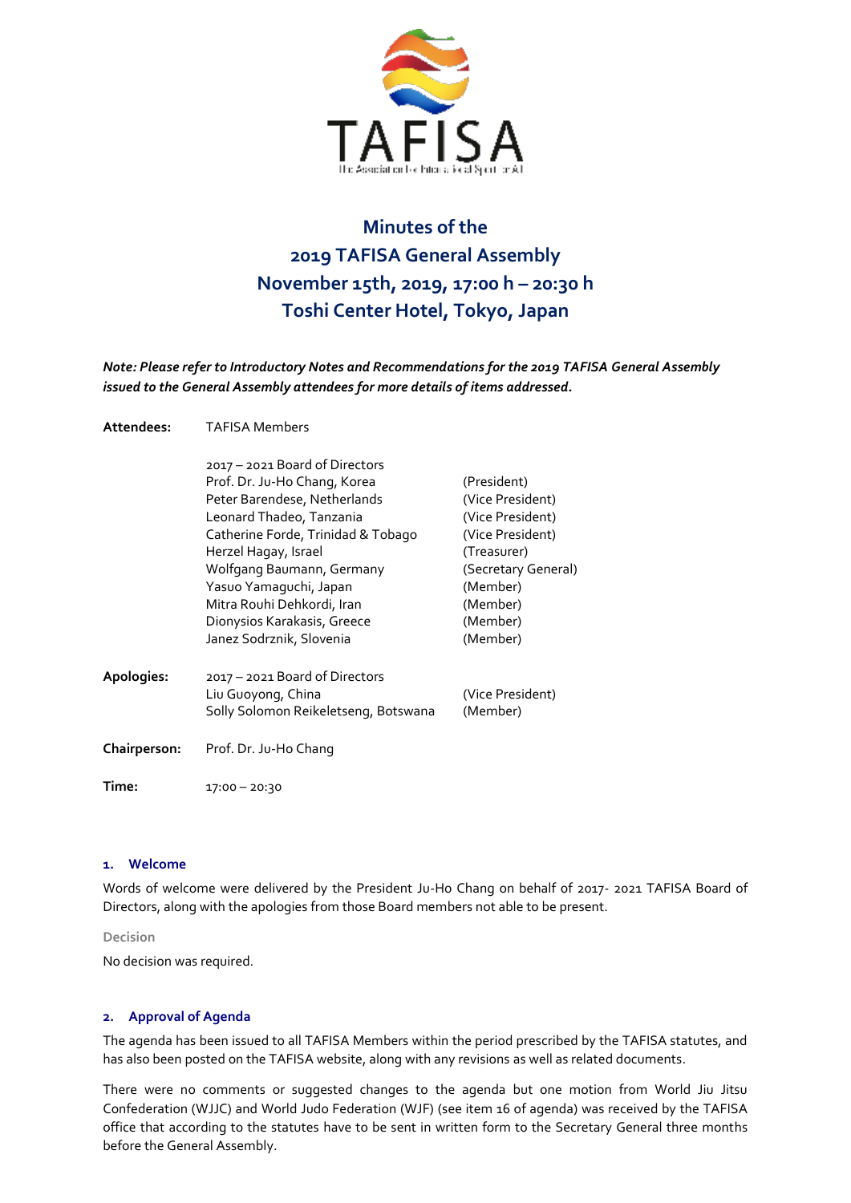# Minutes of the 2019 TAFISA General Assembly

## November 15th, 2019, 17:00 h – 20:30 h

## Toshi Center Hotel, Tokyo, Japan

***Note: Please refer to Introductory Notes and Recommendations for the 2019 TAFISA General Assembly issued to the General Assembly attendees for more details of items addressed.***

**Attendees:** TAFISA Members

2017 – 2021 Board of Directors

| | |
|---|---|
| Prof. Dr. Ju-Ho Chang, Korea | (President) |
| Peter Barendese, Netherlands | (Vice President) |
| Leonard Thadeo, Tanzania | (Vice President) |
| Catherine Forde, Trinidad & Tobago | (Vice President) |
| Herzel Hagay, Israel | (Treasurer) |
| Wolfgang Baumann, Germany | (Secretary General) |
| Yasuo Yamaguchi, Japan | (Member) |
| Mitra Rouhi Dehkordi, Iran | (Member) |
| Dionysios Karakasis, Greece | (Member) |
| Janez Sodrznik, Slovenia | (Member) |

**Apologies:** 2017 – 2021 Board of Directors

| | |
|---|---|
| Liu Guoyong, China | (Vice President) |
| Solly Solomon Reikeletseng, Botswana | (Member) |

**Chairperson:** Prof. Dr. Ju-Ho Chang

**Time:** 17:00 – 20:30

### 1. Welcome

Words of welcome were delivered by the President Ju-Ho Chang on behalf of 2017- 2021 TAFISA Board of Directors, along with the apologies from those Board members not able to be present.

Decision

No decision was required.

### 2. Approval of Agenda

The agenda has been issued to all TAFISA Members within the period prescribed by the TAFISA statutes, and has also been posted on the TAFISA website, along with any revisions as well as related documents.

There were no comments or suggested changes to the agenda but one motion from World Jiu Jitsu Confederation (WJJC) and World Judo Federation (WJF) (see item 16 of agenda) was received by the TAFISA office that according to the statutes have to be sent in written form to the Secretary General three months before the General Assembly.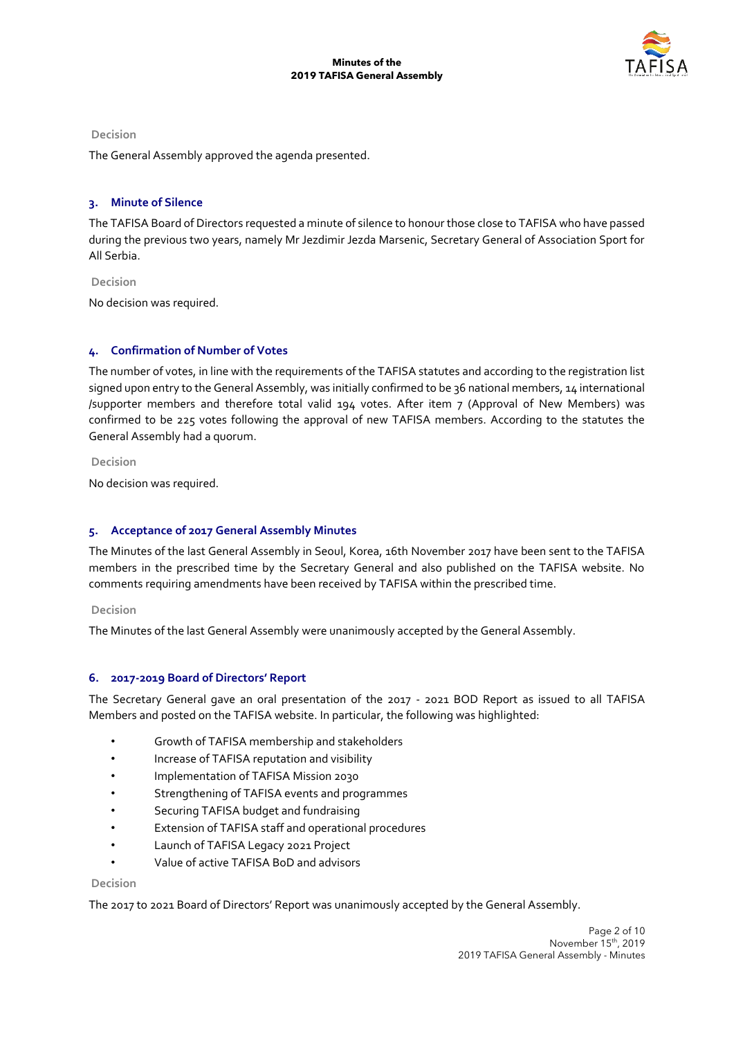**Decision**

The General Assembly approved the agenda presented.

## 3. Minute of Silence

The TAFISA Board of Directors requested a minute of silence to honour those close to TAFISA who have passed during the previous two years, namely Mr Jezdimir Jezda Marsenic, Secretary General of Association Sport for All Serbia.

**Decision**

No decision was required.

## 4. Confirmation of Number of Votes

The number of votes, in line with the requirements of the TAFISA statutes and according to the registration list signed upon entry to the General Assembly, was initially confirmed to be 36 national members, 14 international /supporter members and therefore total valid 194 votes. After item 7 (Approval of New Members) was confirmed to be 225 votes following the approval of new TAFISA members. According to the statutes the General Assembly had a quorum.

**Decision**

No decision was required.

## 5. Acceptance of 2017 General Assembly Minutes

The Minutes of the last General Assembly in Seoul, Korea, 16th November 2017 have been sent to the TAFISA members in the prescribed time by the Secretary General and also published on the TAFISA website. No comments requiring amendments have been received by TAFISA within the prescribed time.

**Decision**

The Minutes of the last General Assembly were unanimously accepted by the General Assembly.

## 6. 2017-2019 Board of Directors' Report

The Secretary General gave an oral presentation of the 2017 - 2021 BOD Report as issued to all TAFISA Members and posted on the TAFISA website. In particular, the following was highlighted:

- Growth of TAFISA membership and stakeholders
- Increase of TAFISA reputation and visibility
- Implementation of TAFISA Mission 2030
- Strengthening of TAFISA events and programmes
- Securing TAFISA budget and fundraising
- Extension of TAFISA staff and operational procedures
- Launch of TAFISA Legacy 2021 Project
- Value of active TAFISA BoD and advisors

**Decision**

The 2017 to 2021 Board of Directors' Report was unanimously accepted by the General Assembly.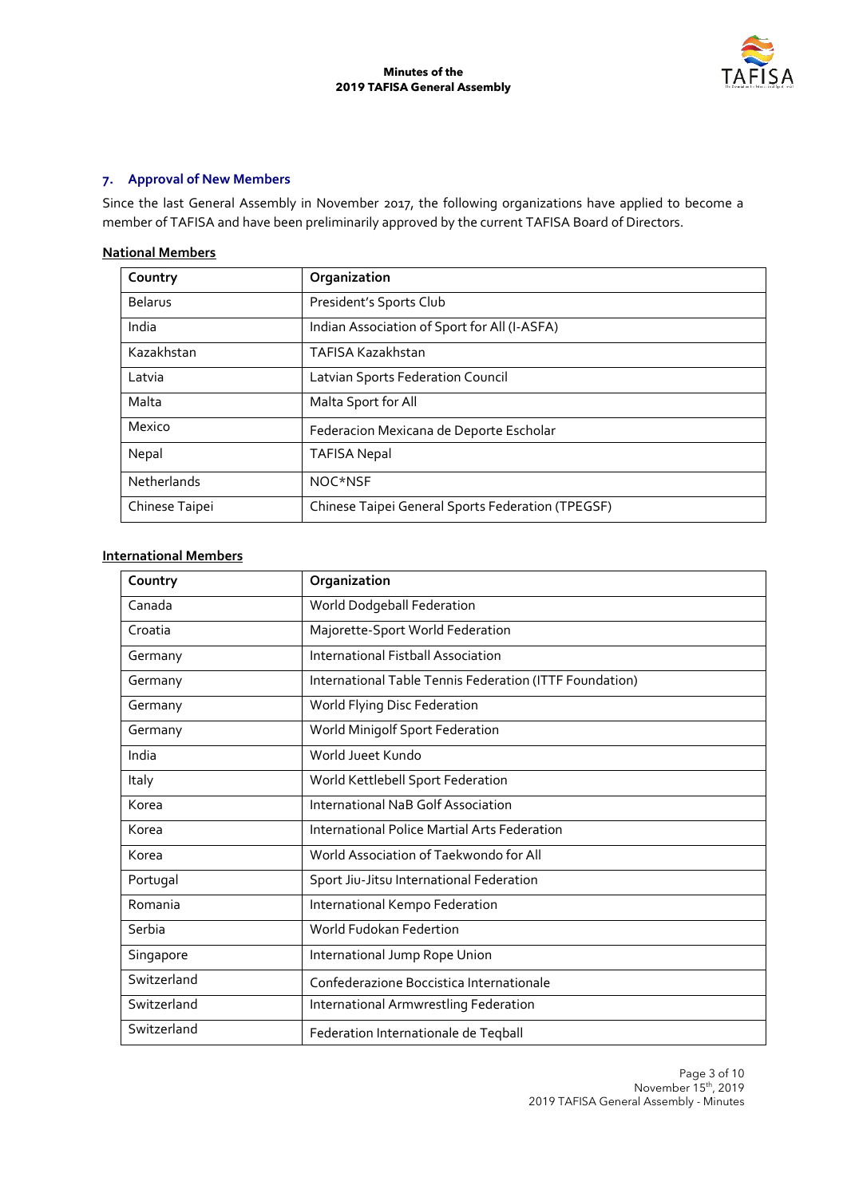## 7. Approval of New Members

Since the last General Assembly in November 2017, the following organizations have applied to become a member of TAFISA and have been preliminarily approved by the current TAFISA Board of Directors.

**National Members**

| Country | Organization |
|---|---|
| Belarus | President's Sports Club |
| India | Indian Association of Sport for All (I-ASFA) |
| Kazakhstan | TAFISA Kazakhstan |
| Latvia | Latvian Sports Federation Council |
| Malta | Malta Sport for All |
| Mexico | Federacion Mexicana de Deporte Escholar |
| Nepal | TAFISA Nepal |
| Netherlands | NOC*NSF |
| Chinese Taipei | Chinese Taipei General Sports Federation (TPEGSF) |

**International Members**

| Country | Organization |
|---|---|
| Canada | World Dodgeball Federation |
| Croatia | Majorette-Sport World Federation |
| Germany | International Fistball Association |
| Germany | International Table Tennis Federation (ITTF Foundation) |
| Germany | World Flying Disc Federation |
| Germany | World Minigolf Sport Federation |
| India | World Jueet Kundo |
| Italy | World Kettlebell Sport Federation |
| Korea | International NaB Golf Association |
| Korea | International Police Martial Arts Federation |
| Korea | World Association of Taekwondo for All |
| Portugal | Sport Jiu-Jitsu International Federation |
| Romania | International Kempo Federation |
| Serbia | World Fudokan Federtion |
| Singapore | International Jump Rope Union |
| Switzerland | Confederazione Boccistica Internationale |
| Switzerland | International Armwrestling Federation |
| Switzerland | Federation Internationale de Teqball |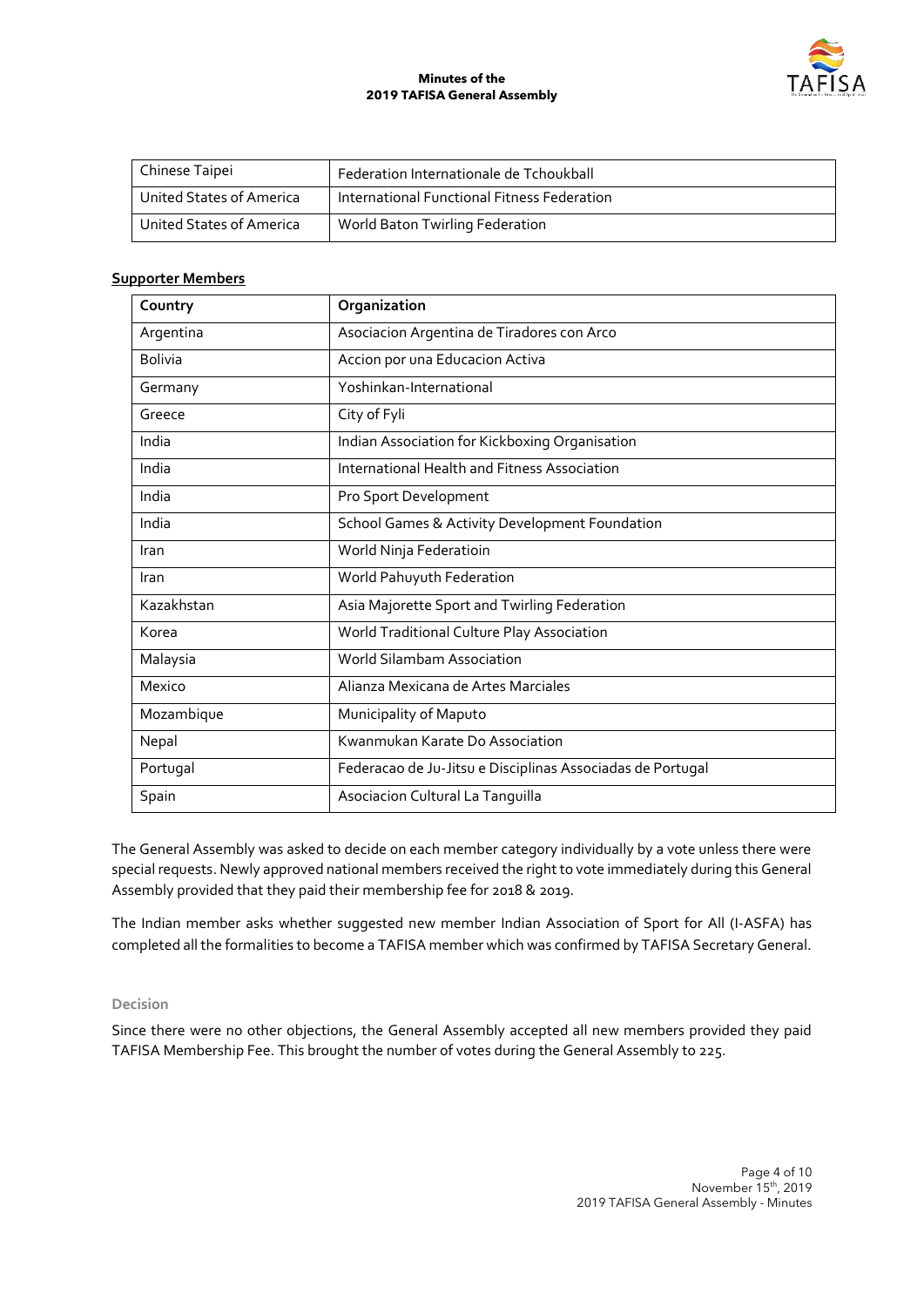| Chinese Taipei | Federation Internationale de Tchoukball |
|---|---|
| United States of America | International Functional Fitness Federation |
| United States of America | World Baton Twirling Federation |

**Supporter Members**

| Country | Organization |
|---|---|
| Argentina | Asociacion Argentina de Tiradores con Arco |
| Bolivia | Accion por una Educacion Activa |
| Germany | Yoshinkan-International |
| Greece | City of Fyli |
| India | Indian Association for Kickboxing Organisation |
| India | International Health and Fitness Association |
| India | Pro Sport Development |
| India | School Games & Activity Development Foundation |
| Iran | World Ninja Federatioin |
| Iran | World Pahuyuth Federation |
| Kazakhstan | Asia Majorette Sport and Twirling Federation |
| Korea | World Traditional Culture Play Association |
| Malaysia | World Silambam Association |
| Mexico | Alianza Mexicana de Artes Marciales |
| Mozambique | Municipality of Maputo |
| Nepal | Kwanmukan Karate Do Association |
| Portugal | Federacao de Ju-Jitsu e Disciplinas Associadas de Portugal |
| Spain | Asociacion Cultural La Tanguilla |

The General Assembly was asked to decide on each member category individually by a vote unless there were special requests. Newly approved national members received the right to vote immediately during this General Assembly provided that they paid their membership fee for 2018 & 2019.

The Indian member asks whether suggested new member Indian Association of Sport for All (I-ASFA) has completed all the formalities to become a TAFISA member which was confirmed by TAFISA Secretary General.

Decision

Since there were no other objections, the General Assembly accepted all new members provided they paid TAFISA Membership Fee. This brought the number of votes during the General Assembly to 225.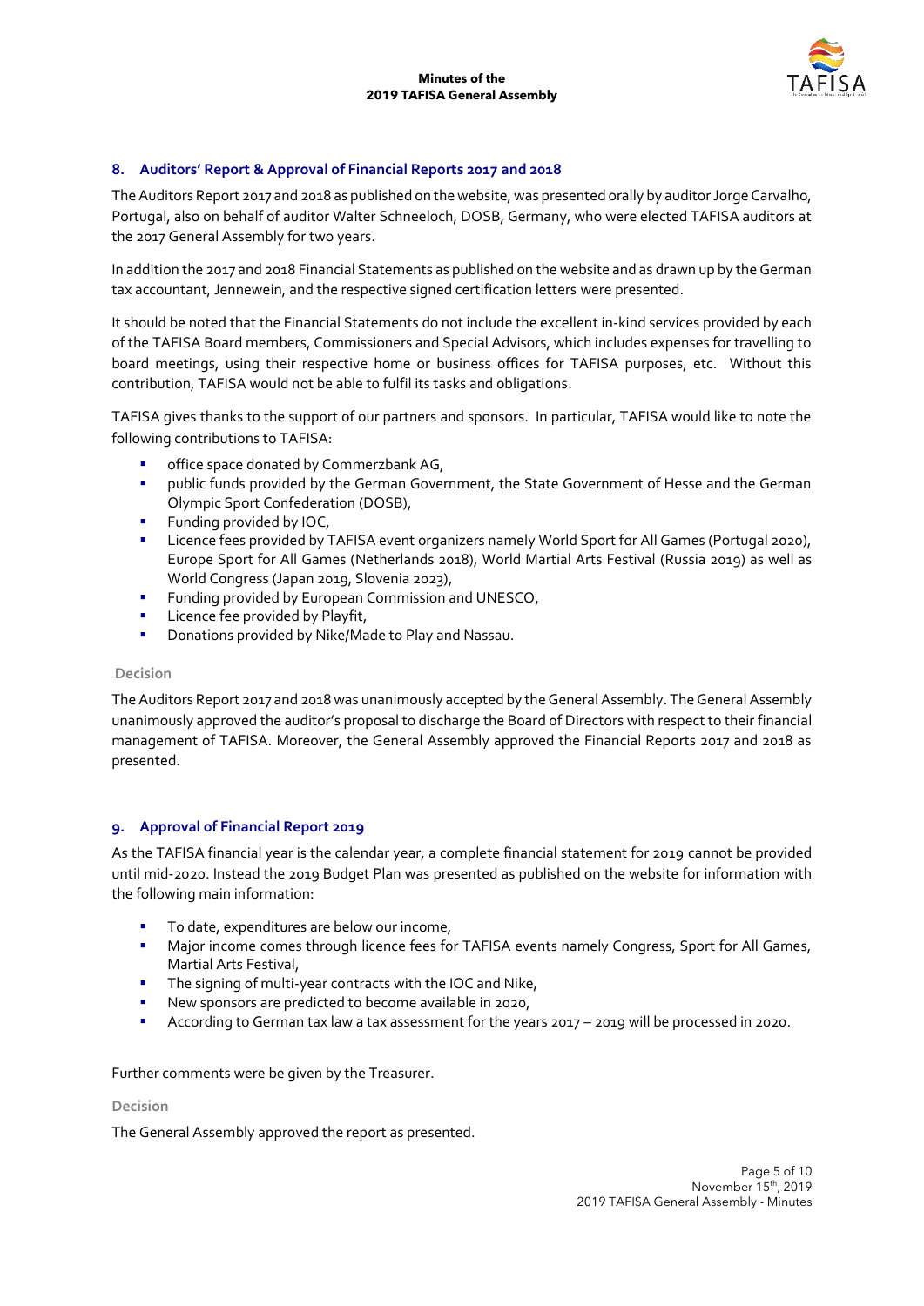## 8. Auditors' Report & Approval of Financial Reports 2017 and 2018

The Auditors Report 2017 and 2018 as published on the website, was presented orally by auditor Jorge Carvalho, Portugal, also on behalf of auditor Walter Schneeloch, DOSB, Germany, who were elected TAFISA auditors at the 2017 General Assembly for two years.

In addition the 2017 and 2018 Financial Statements as published on the website and as drawn up by the German tax accountant, Jennewein, and the respective signed certification letters were presented.

It should be noted that the Financial Statements do not include the excellent in-kind services provided by each of the TAFISA Board members, Commissioners and Special Advisors, which includes expenses for travelling to board meetings, using their respective home or business offices for TAFISA purposes, etc. Without this contribution, TAFISA would not be able to fulfil its tasks and obligations.

TAFISA gives thanks to the support of our partners and sponsors. In particular, TAFISA would like to note the following contributions to TAFISA:

- office space donated by Commerzbank AG,
- public funds provided by the German Government, the State Government of Hesse and the German Olympic Sport Confederation (DOSB),
- Funding provided by IOC,
- Licence fees provided by TAFISA event organizers namely World Sport for All Games (Portugal 2020), Europe Sport for All Games (Netherlands 2018), World Martial Arts Festival (Russia 2019) as well as World Congress (Japan 2019, Slovenia 2023),
- Funding provided by European Commission and UNESCO,
- Licence fee provided by Playfit,
- Donations provided by Nike/Made to Play and Nassau.

**Decision**

The Auditors Report 2017 and 2018 was unanimously accepted by the General Assembly. The General Assembly unanimously approved the auditor's proposal to discharge the Board of Directors with respect to their financial management of TAFISA. Moreover, the General Assembly approved the Financial Reports 2017 and 2018 as presented.

## 9. Approval of Financial Report 2019

As the TAFISA financial year is the calendar year, a complete financial statement for 2019 cannot be provided until mid-2020. Instead the 2019 Budget Plan was presented as published on the website for information with the following main information:

- To date, expenditures are below our income,
- Major income comes through licence fees for TAFISA events namely Congress, Sport for All Games, Martial Arts Festival,
- The signing of multi-year contracts with the IOC and Nike,
- New sponsors are predicted to become available in 2020,
- According to German tax law a tax assessment for the years 2017 – 2019 will be processed in 2020.

Further comments were be given by the Treasurer.

**Decision**

The General Assembly approved the report as presented.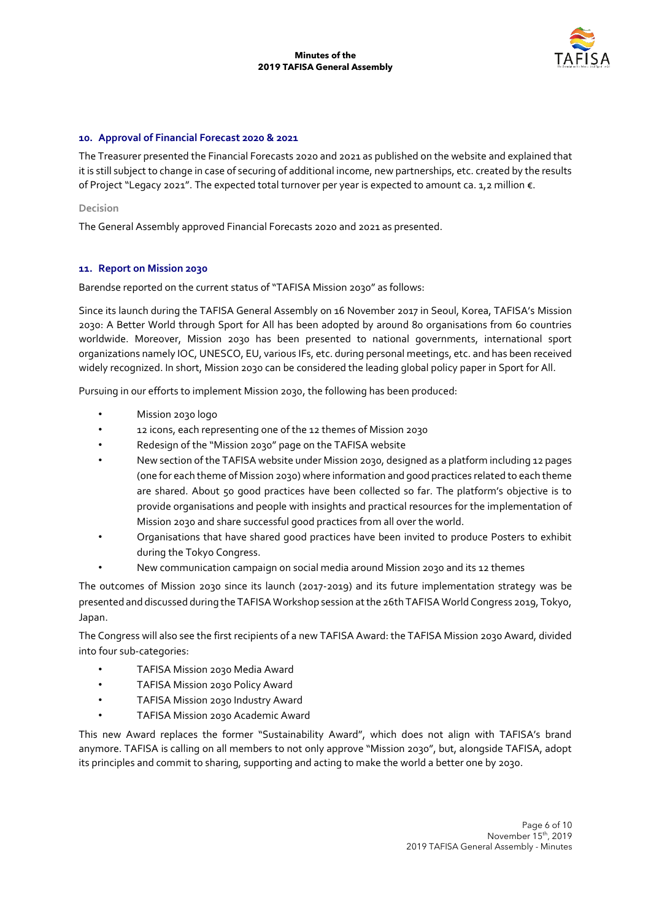## 10. Approval of Financial Forecast 2020 & 2021

The Treasurer presented the Financial Forecasts 2020 and 2021 as published on the website and explained that it is still subject to change in case of securing of additional income, new partnerships, etc. created by the results of Project "Legacy 2021". The expected total turnover per year is expected to amount ca. 1,2 million €.

**Decision**

The General Assembly approved Financial Forecasts 2020 and 2021 as presented.

## 11. Report on Mission 2030

Barendse reported on the current status of "TAFISA Mission 2030" as follows:

Since its launch during the TAFISA General Assembly on 16 November 2017 in Seoul, Korea, TAFISA's Mission 2030: A Better World through Sport for All has been adopted by around 80 organisations from 60 countries worldwide. Moreover, Mission 2030 has been presented to national governments, international sport organizations namely IOC, UNESCO, EU, various IFs, etc. during personal meetings, etc. and has been received widely recognized. In short, Mission 2030 can be considered the leading global policy paper in Sport for All.

Pursuing in our efforts to implement Mission 2030, the following has been produced:

- Mission 2030 logo
- 12 icons, each representing one of the 12 themes of Mission 2030
- Redesign of the "Mission 2030" page on the TAFISA website
- New section of the TAFISA website under Mission 2030, designed as a platform including 12 pages (one for each theme of Mission 2030) where information and good practices related to each theme are shared. About 50 good practices have been collected so far. The platform's objective is to provide organisations and people with insights and practical resources for the implementation of Mission 2030 and share successful good practices from all over the world.
- Organisations that have shared good practices have been invited to produce Posters to exhibit during the Tokyo Congress.
- New communication campaign on social media around Mission 2030 and its 12 themes

The outcomes of Mission 2030 since its launch (2017-2019) and its future implementation strategy was be presented and discussed during the TAFISA Workshop session at the 26th TAFISA World Congress 2019, Tokyo, Japan.

The Congress will also see the first recipients of a new TAFISA Award: the TAFISA Mission 2030 Award, divided into four sub-categories:

- TAFISA Mission 2030 Media Award
- TAFISA Mission 2030 Policy Award
- TAFISA Mission 2030 Industry Award
- TAFISA Mission 2030 Academic Award

This new Award replaces the former "Sustainability Award", which does not align with TAFISA's brand anymore. TAFISA is calling on all members to not only approve "Mission 2030", but, alongside TAFISA, adopt its principles and commit to sharing, supporting and acting to make the world a better one by 2030.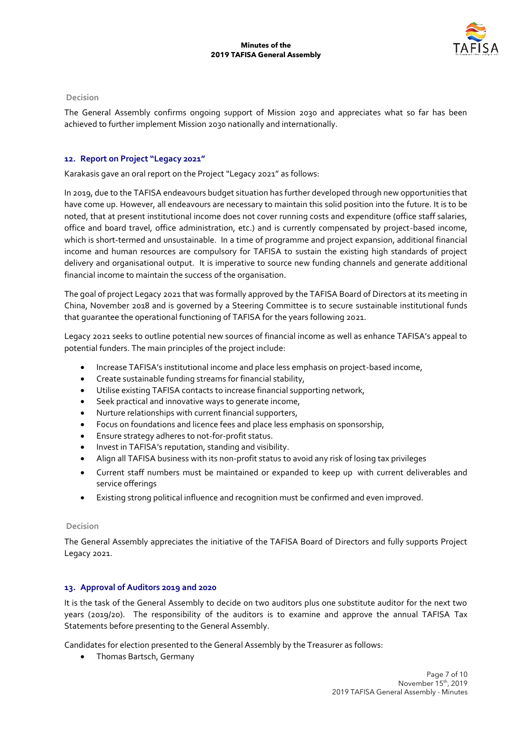**Decision**

The General Assembly confirms ongoing support of Mission 2030 and appreciates what so far has been achieved to further implement Mission 2030 nationally and internationally.

## 12. Report on Project "Legacy 2021"

Karakasis gave an oral report on the Project "Legacy 2021" as follows:

In 2019, due to the TAFISA endeavours budget situation has further developed through new opportunities that have come up. However, all endeavours are necessary to maintain this solid position into the future. It is to be noted, that at present institutional income does not cover running costs and expenditure (office staff salaries, office and board travel, office administration, etc.) and is currently compensated by project-based income, which is short-termed and unsustainable. In a time of programme and project expansion, additional financial income and human resources are compulsory for TAFISA to sustain the existing high standards of project delivery and organisational output. It is imperative to source new funding channels and generate additional financial income to maintain the success of the organisation.

The goal of project Legacy 2021 that was formally approved by the TAFISA Board of Directors at its meeting in China, November 2018 and is governed by a Steering Committee is to secure sustainable institutional funds that guarantee the operational functioning of TAFISA for the years following 2021.

Legacy 2021 seeks to outline potential new sources of financial income as well as enhance TAFISA's appeal to potential funders. The main principles of the project include:

- Increase TAFISA's institutional income and place less emphasis on project-based income,
- Create sustainable funding streams for financial stability,
- Utilise existing TAFISA contacts to increase financial supporting network,
- Seek practical and innovative ways to generate income,
- Nurture relationships with current financial supporters,
- Focus on foundations and licence fees and place less emphasis on sponsorship,
- Ensure strategy adheres to not-for-profit status.
- Invest in TAFISA's reputation, standing and visibility.
- Align all TAFISA business with its non-profit status to avoid any risk of losing tax privileges
- Current staff numbers must be maintained or expanded to keep up with current deliverables and service offerings
- Existing strong political influence and recognition must be confirmed and even improved.

**Decision**

The General Assembly appreciates the initiative of the TAFISA Board of Directors and fully supports Project Legacy 2021.

## 13. Approval of Auditors 2019 and 2020

It is the task of the General Assembly to decide on two auditors plus one substitute auditor for the next two years (2019/20). The responsibility of the auditors is to examine and approve the annual TAFISA Tax Statements before presenting to the General Assembly.

Candidates for election presented to the General Assembly by the Treasurer as follows:

- Thomas Bartsch, Germany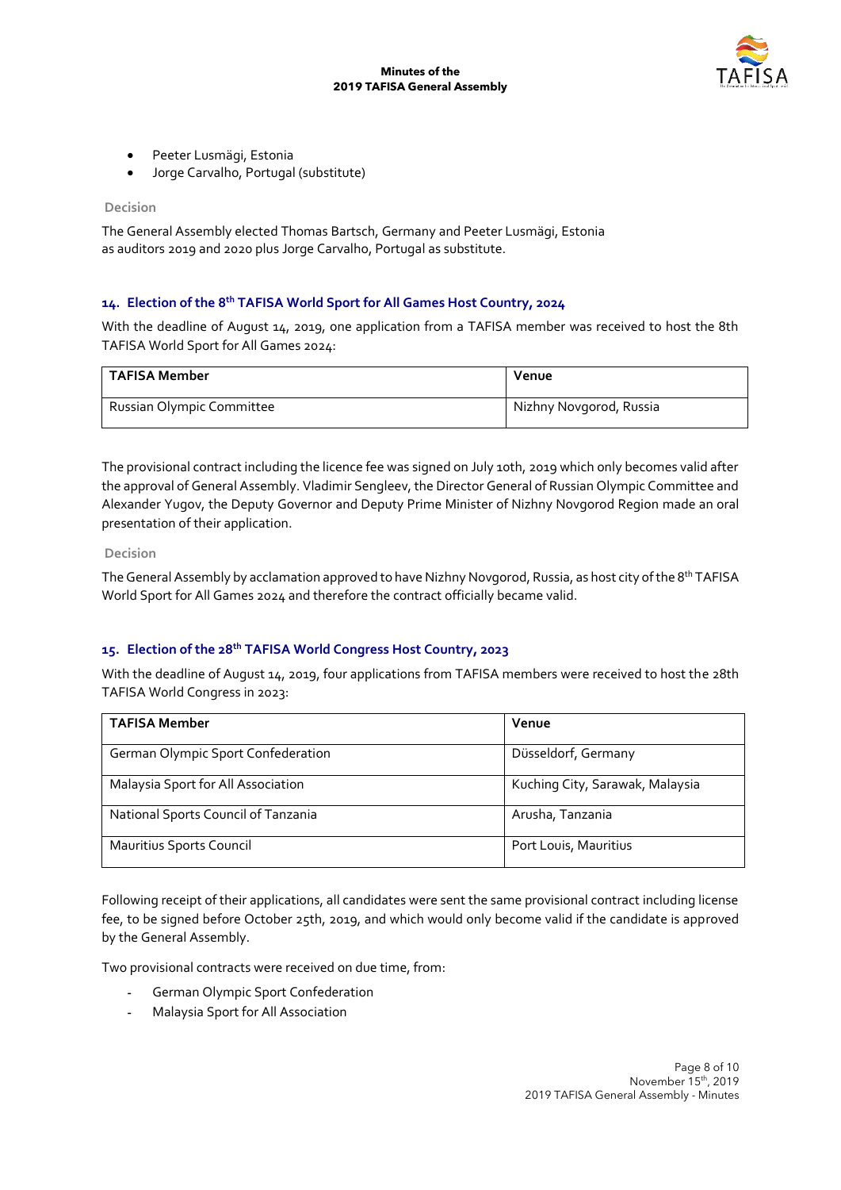- Peeter Lusmägi, Estonia
- Jorge Carvalho, Portugal (substitute)

**Decision**

The General Assembly elected Thomas Bartsch, Germany and Peeter Lusmägi, Estonia as auditors 2019 and 2020 plus Jorge Carvalho, Portugal as substitute.

### 14. Election of the 8th TAFISA World Sport for All Games Host Country, 2024

With the deadline of August 14, 2019, one application from a TAFISA member was received to host the 8th TAFISA World Sport for All Games 2024:

| TAFISA Member | Venue |
|---|---|
| Russian Olympic Committee | Nizhny Novgorod, Russia |

The provisional contract including the licence fee was signed on July 10th, 2019 which only becomes valid after the approval of General Assembly. Vladimir Sengleev, the Director General of Russian Olympic Committee and Alexander Yugov, the Deputy Governor and Deputy Prime Minister of Nizhny Novgorod Region made an oral presentation of their application.

**Decision**

The General Assembly by acclamation approved to have Nizhny Novgorod, Russia, as host city of the 8th TAFISA World Sport for All Games 2024 and therefore the contract officially became valid.

### 15. Election of the 28th TAFISA World Congress Host Country, 2023

With the deadline of August 14, 2019, four applications from TAFISA members were received to host the 28th TAFISA World Congress in 2023:

| TAFISA Member | Venue |
|---|---|
| German Olympic Sport Confederation | Düsseldorf, Germany |
| Malaysia Sport for All Association | Kuching City, Sarawak, Malaysia |
| National Sports Council of Tanzania | Arusha, Tanzania |
| Mauritius Sports Council | Port Louis, Mauritius |

Following receipt of their applications, all candidates were sent the same provisional contract including license fee, to be signed before October 25th, 2019, and which would only become valid if the candidate is approved by the General Assembly.

Two provisional contracts were received on due time, from:

- German Olympic Sport Confederation
- Malaysia Sport for All Association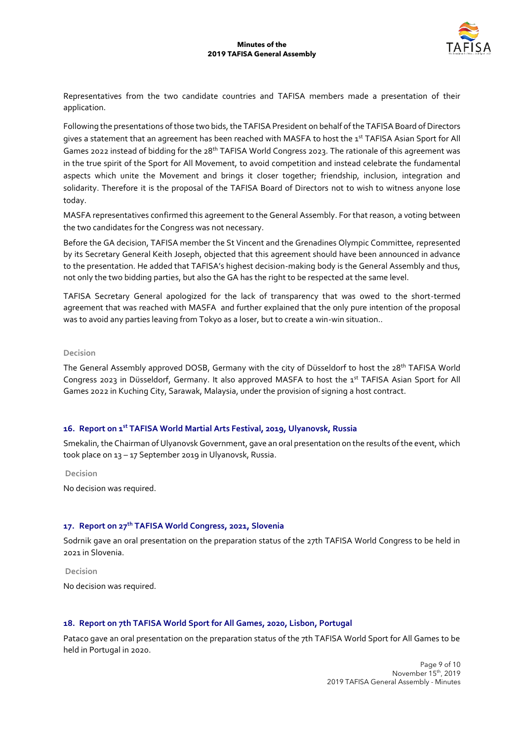Representatives from the two candidate countries and TAFISA members made a presentation of their application.

Following the presentations of those two bids, the TAFISA President on behalf of the TAFISA Board of Directors gives a statement that an agreement has been reached with MASFA to host the 1st TAFISA Asian Sport for All Games 2022 instead of bidding for the 28th TAFISA World Congress 2023. The rationale of this agreement was in the true spirit of the Sport for All Movement, to avoid competition and instead celebrate the fundamental aspects which unite the Movement and brings it closer together; friendship, inclusion, integration and solidarity. Therefore it is the proposal of the TAFISA Board of Directors not to wish to witness anyone lose today.

MASFA representatives confirmed this agreement to the General Assembly. For that reason, a voting between the two candidates for the Congress was not necessary.

Before the GA decision, TAFISA member the St Vincent and the Grenadines Olympic Committee, represented by its Secretary General Keith Joseph, objected that this agreement should have been announced in advance to the presentation. He added that TAFISA's highest decision-making body is the General Assembly and thus, not only the two bidding parties, but also the GA has the right to be respected at the same level.

TAFISA Secretary General apologized for the lack of transparency that was owed to the short-termed agreement that was reached with MASFA and further explained that the only pure intention of the proposal was to avoid any parties leaving from Tokyo as a loser, but to create a win-win situation..

**Decision**

The General Assembly approved DOSB, Germany with the city of Düsseldorf to host the 28th TAFISA World Congress 2023 in Düsseldorf, Germany. It also approved MASFA to host the 1st TAFISA Asian Sport for All Games 2022 in Kuching City, Sarawak, Malaysia, under the provision of signing a host contract.

## 16. Report on 1st TAFISA World Martial Arts Festival, 2019, Ulyanovsk, Russia

Smekalin, the Chairman of Ulyanovsk Government, gave an oral presentation on the results of the event, which took place on 13 – 17 September 2019 in Ulyanovsk, Russia.

**Decision**

No decision was required.

## 17. Report on 27th TAFISA World Congress, 2021, Slovenia

Sodrnik gave an oral presentation on the preparation status of the 27th TAFISA World Congress to be held in 2021 in Slovenia.

**Decision**

No decision was required.

## 18. Report on 7th TAFISA World Sport for All Games, 2020, Lisbon, Portugal

Pataco gave an oral presentation on the preparation status of the 7th TAFISA World Sport for All Games to be held in Portugal in 2020.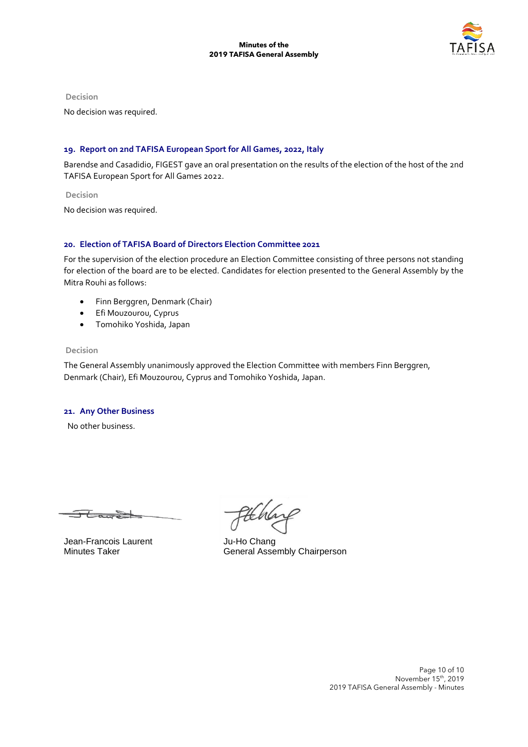**Decision**

No decision was required.

### 19. Report on 2nd TAFISA European Sport for All Games, 2022, Italy

Barendse and Casadidio, FIGEST gave an oral presentation on the results of the election of the host of the 2nd TAFISA European Sport for All Games 2022.

**Decision**

No decision was required.

### 20. Election of TAFISA Board of Directors Election Committee 2021

For the supervision of the election procedure an Election Committee consisting of three persons not standing for election of the board are to be elected. Candidates for election presented to the General Assembly by the Mitra Rouhi as follows:

- Finn Berggren, Denmark (Chair)
- Efi Mouzourou, Cyprus
- Tomohiko Yoshida, Japan

**Decision**

The General Assembly unanimously approved the Election Committee with members Finn Berggren, Denmark (Chair), Efi Mouzourou, Cyprus and Tomohiko Yoshida, Japan.

### 21. Any Other Business

No other business.

Jean-Francois Laurent
Minutes Taker

Ju-Ho Chang
General Assembly Chairperson